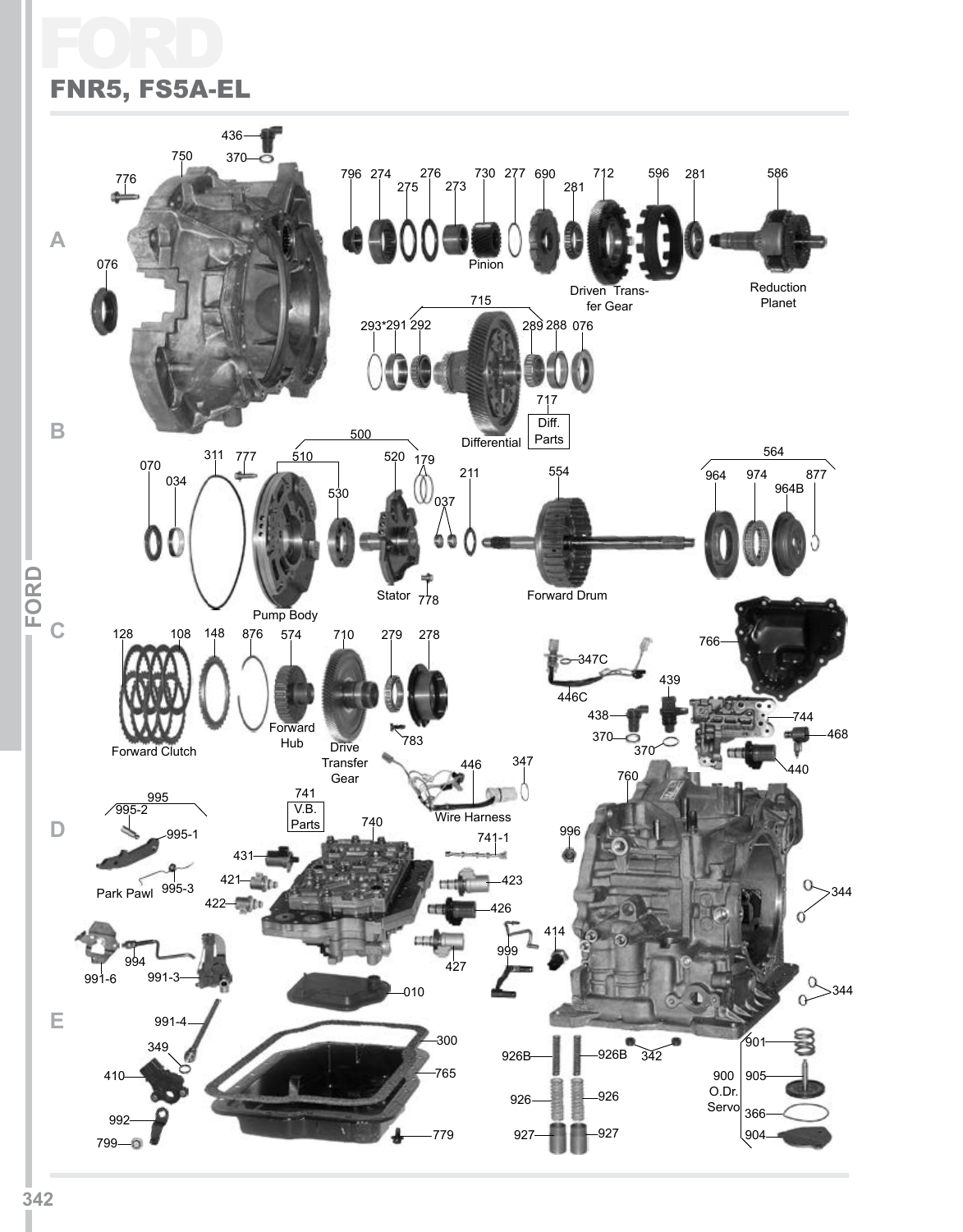# FORD

## FNR5, FS5A-EL

A

776 750 436 370 076

796 274 275 276 273 730 277 690 281 712 596 281 586

Pinion

Driven Transfer Gear

Reduction Planet

715

293* 291 292 289 288 076

717

Diff. Parts

Differential

B

500

070 034 311 777 510 530 520 179 037 211 554 564 964 974 964B 877

Pump Body

Stator 778

Forward Drum

C

128 108 148 876 574 710 279 278

Forward Clutch

Forward Hub

Drive Transfer Gear

783

347C 446C 439 438 370 370 744 468 440 766

446 347

Wire Harness

760

D

995 995-2 995-1 995-3

Park Pawl

741 V.B. Parts

740 741-1

431 421 422 423 426 427

996

344

414 999

994 991-6 991-3

010

E

991-4 349 410 992 799

300 765 779

926B 926B 342 926 926 927 927

901 905 900 O.Dr. Servo 366 904

344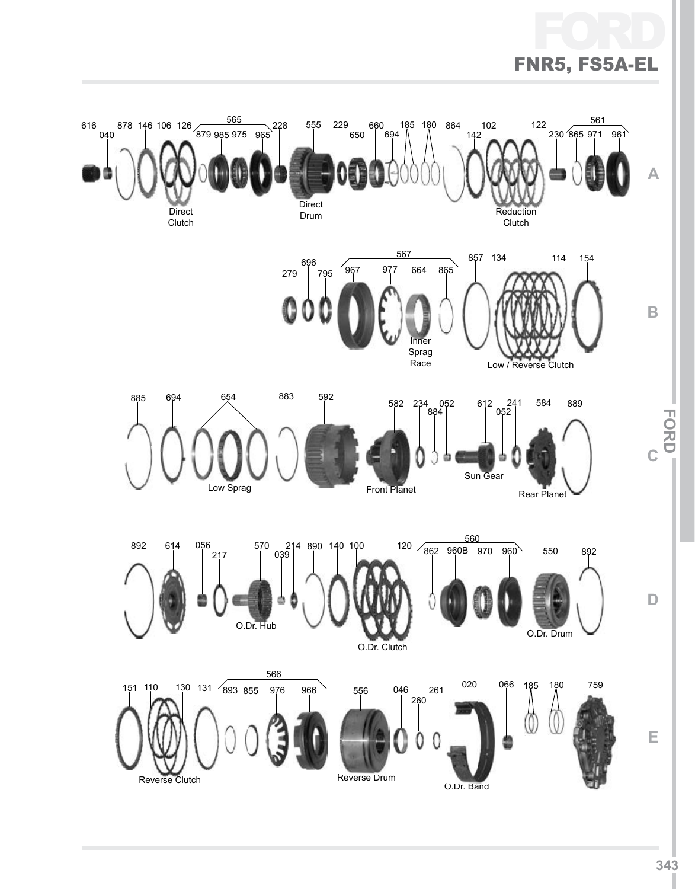# FORD

## FNR5, FS5A-EL

### A

616 040 878 146 106 126 565 (879 985 975 965) 228 555 229 650 660 694 185 180 864 142 102 122 230 561 (865 971 961)

Direct Clutch

Direct Drum

Reduction Clutch

### B

279 696 795 567 (967 977 664 865) 857 134 114 154

Inner Sprag Race

Low / Reverse Clutch

### C

885 694 654 883 592 582 234 884 052 612 052 241 584 889

Low Sprag

Front Planet

Sun Gear

Rear Planet

### D

892 614 056 217 570 214 039 890 140 100 120 560 (862 960B 970 960) 550 892

O.Dr. Hub

O.Dr. Clutch

O.Dr. Drum

### E

151 110 130 131 566 (893 855 976 966) 556 046 260 261 020 066 185 180 759

Reverse Clutch

Reverse Drum

O.Dr. Band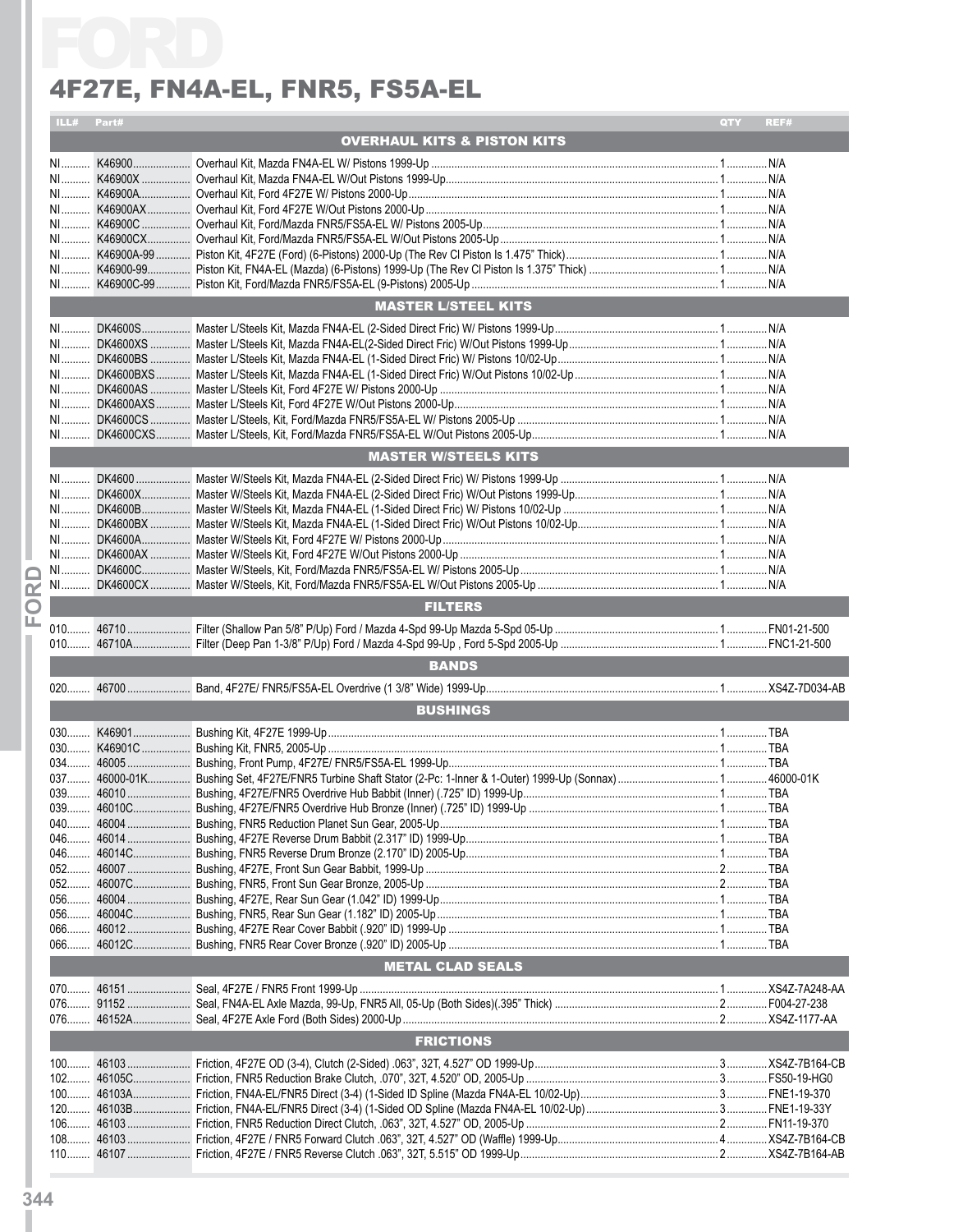# 4F27E, FN4A-EL, FNR5, FS5A-EL

| ILL# | Part# | Description | QTY | REF# |
|---|---|---|---|---|
| | | **OVERHAUL KITS & PISTON KITS** | | |
| NI | K46900 | Overhaul Kit, Mazda FN4A-EL W/ Pistons 1999-Up | 1 | N/A |
| NI | K46900X | Overhaul Kit, Mazda FN4A-EL W/Out Pistons 1999-Up | 1 | N/A |
| NI | K46900A | Overhaul Kit, Ford 4F27E W/ Pistons 2000-Up | 1 | N/A |
| NI | K46900AX | Overhaul Kit, Ford 4F27E W/Out Pistons 2000-Up | 1 | N/A |
| NI | K46900C | Overhaul Kit, Ford/Mazda FNR5/FS5A-EL W/ Pistons 2005-Up | 1 | N/A |
| NI | K46900CX | Overhaul Kit, Ford/Mazda FNR5/FS5A-EL W/Out Pistons 2005-Up | 1 | N/A |
| NI | K46900A-99 | Piston Kit, 4F27E (Ford) (6-Pistons) 2000-Up (The Rev Cl Piston Is 1.475" Thick) | 1 | N/A |
| NI | K46900-99 | Piston Kit, FN4A-EL (Mazda) (6-Pistons) 1999-Up (The Rev Cl Piston Is 1.375" Thick) | 1 | N/A |
| NI | K46900C-99 | Piston Kit, Ford/Mazda FNR5/FS5A-EL (9-Pistons) 2005-Up | 1 | N/A |
| | | **MASTER L/STEEL KITS** | | |
| NI | DK4600S | Master L/Steels Kit, Mazda FN4A-EL (2-Sided Direct Fric) W/ Pistons 1999-Up | 1 | N/A |
| NI | DK4600XS | Master L/Steels Kit, Mazda FN4A-EL(2-Sided Direct Fric) W/Out Pistons 1999-Up | 1 | N/A |
| NI | DK4600BS | Master L/Steels Kit, Mazda FN4A-EL (1-Sided Direct Fric) W/ Pistons 10/02-Up | 1 | N/A |
| NI | DK4600BXS | Master L/Steels Kit, Mazda FN4A-EL (1-Sided Direct Fric) W/Out Pistons 10/02-Up | 1 | N/A |
| NI | DK4600AS | Master L/Steels Kit, Ford 4F27E W/ Pistons 2000-Up | 1 | N/A |
| NI | DK4600AXS | Master L/Steels Kit, Ford 4F27E W/Out Pistons 2000-Up | 1 | N/A |
| NI | DK4600CS | Master L/Steels, Kit, Ford/Mazda FNR5/FS5A-EL W/ Pistons 2005-Up | 1 | N/A |
| NI | DK4600CXS | Master L/Steels, Kit, Ford/Mazda FNR5/FS5A-EL W/Out Pistons 2005-Up | 1 | N/A |
| | | **MASTER W/STEELS KITS** | | |
| NI | DK4600 | Master W/Steels Kit, Mazda FN4A-EL (2-Sided Direct Fric) W/ Pistons 1999-Up | 1 | N/A |
| NI | DK4600X | Master W/Steels Kit, Mazda FN4A-EL (2-Sided Direct Fric) W/Out Pistons 1999-Up | 1 | N/A |
| NI | DK4600B | Master W/Steels Kit, Mazda FN4A-EL (1-Sided Direct Fric) W/ Pistons 10/02-Up | 1 | N/A |
| NI | DK4600BX | Master W/Steels Kit, Mazda FN4A-EL (1-Sided Direct Fric) W/Out Pistons 10/02-Up | 1 | N/A |
| NI | DK4600A | Master W/Steels Kit, Ford 4F27E W/ Pistons 2000-Up | 1 | N/A |
| NI | DK4600AX | Master W/Steels Kit, Ford 4F27E W/Out Pistons 2000-Up | 1 | N/A |
| NI | DK4600C | Master W/Steels, Kit, Ford/Mazda FNR5/FS5A-EL W/ Pistons 2005-Up | 1 | N/A |
| NI | DK4600CX | Master W/Steels, Kit, Ford/Mazda FNR5/FS5A-EL W/Out Pistons 2005-Up | 1 | N/A |
| | | **FILTERS** | | |
| 010 | 46710 | Filter (Shallow Pan 5/8" P/Up) Ford / Mazda 4-Spd 99-Up Mazda 5-Spd 05-Up | 1 | FN01-21-500 |
| 010 | 46710A | Filter (Deep Pan 1-3/8" P/Up) Ford / Mazda 4-Spd 99-Up , Ford 5-Spd 2005-Up | 1 | FNC1-21-500 |
| | | **BANDS** | | |
| 020 | 46700 | Band, 4F27E/ FNR5/FS5A-EL Overdrive (1 3/8" Wide) 1999-Up | 1 | XS4Z-7D034-AB |
| | | **BUSHINGS** | | |
| 030 | K46901 | Bushing Kit, 4F27E 1999-Up | 1 | TBA |
| 030 | K46901C | Bushing Kit, FNR5, 2005-Up | 1 | TBA |
| 034 | 46005 | Bushing, Front Pump, 4F27E/ FNR5/FS5A-EL 1999-Up | 1 | TBA |
| 037 | 46000-01K | Bushing Set, 4F27E/FNR5 Turbine Shaft Stator (2-Pc: 1-Inner & 1-Outer) 1999-Up (Sonnax) | 1 | 46000-01K |
| 039 | 46010 | Bushing, 4F27E/FNR5 Overdrive Hub Babbit (Inner) (.725" ID) 1999-Up | 1 | TBA |
| 039 | 46010C | Bushing, 4F27E/FNR5 Overdrive Hub Bronze (Inner) (.725" ID) 1999-Up | 1 | TBA |
| 040 | 46004 | Bushing, FNR5 Reduction Planet Sun Gear, 2005-Up | 1 | TBA |
| 046 | 46014 | Bushing, 4F27E Reverse Drum Babbit (2.317" ID) 1999-Up | 1 | TBA |
| 046 | 46014C | Bushing, FNR5 Reverse Drum Bronze (2.170" ID) 2005-Up | 1 | TBA |
| 052 | 46007 | Bushing, 4F27E, Front Sun Gear Babbit, 1999-Up | 2 | TBA |
| 052 | 46007C | Bushing, FNR5, Front Sun Gear Bronze, 2005-Up | 2 | TBA |
| 056 | 46004 | Bushing, 4F27E, Rear Sun Gear (1.042" ID) 1999-Up | 1 | TBA |
| 056 | 46004C | Bushing, FNR5, Rear Sun Gear (1.182" ID) 2005-Up | 1 | TBA |
| 066 | 46012 | Bushing, 4F27E Rear Cover Babbit (.920" ID) 1999-Up | 1 | TBA |
| 066 | 46012C | Bushing, FNR5 Rear Cover Bronze (.920" ID) 2005-Up | 1 | TBA |
| | | **METAL CLAD SEALS** | | |
| 070 | 46151 | Seal, 4F27E / FNR5 Front 1999-Up | 1 | XS4Z-7A248-AA |
| 076 | 91152 | Seal, FN4A-EL Axle Mazda, 99-Up, FNR5 All, 05-Up (Both Sides)(.395" Thick) | 2 | F004-27-238 |
| 076 | 46152A | Seal, 4F27E Axle Ford (Both Sides) 2000-Up | 2 | XS4Z-1177-AA |
| | | **FRICTIONS** | | |
| 100 | 46103 | Friction, 4F27E OD (3-4), Clutch (2-Sided) .063", 32T, 4.527" OD 1999-Up | 3 | XS4Z-7B164-CB |
| 102 | 46105C | Friction, FNR5 Reduction Brake Clutch, .070", 32T, 4.520" OD, 2005-Up | 3 | FS50-19-HG0 |
| 100 | 46103A | Friction, FN4A-EL/FNR5 Direct (3-4) (1-Sided ID Spline (Mazda FN4A-EL 10/02-Up) | 3 | FNE1-19-370 |
| 120 | 46103B | Friction, FN4A-EL/FNR5 Direct (3-4) (1-Sided OD Spline (Mazda FN4A-EL 10/02-Up) | 3 | FNE1-19-33Y |
| 106 | 46103 | Friction, FNR5 Reduction Direct Clutch, .063", 32T, 4.527" OD, 2005-Up | 2 | FN11-19-370 |
| 108 | 46103 | Friction, 4F27E / FNR5 Forward Clutch .063", 32T, 4.527" OD (Waffle) 1999-Up | 4 | XS4Z-7B164-CB |
| 110 | 46107 | Friction, 4F27E / FNR5 Reverse Clutch .063", 32T, 5.515" OD 1999-Up | 2 | XS4Z-7B164-AB |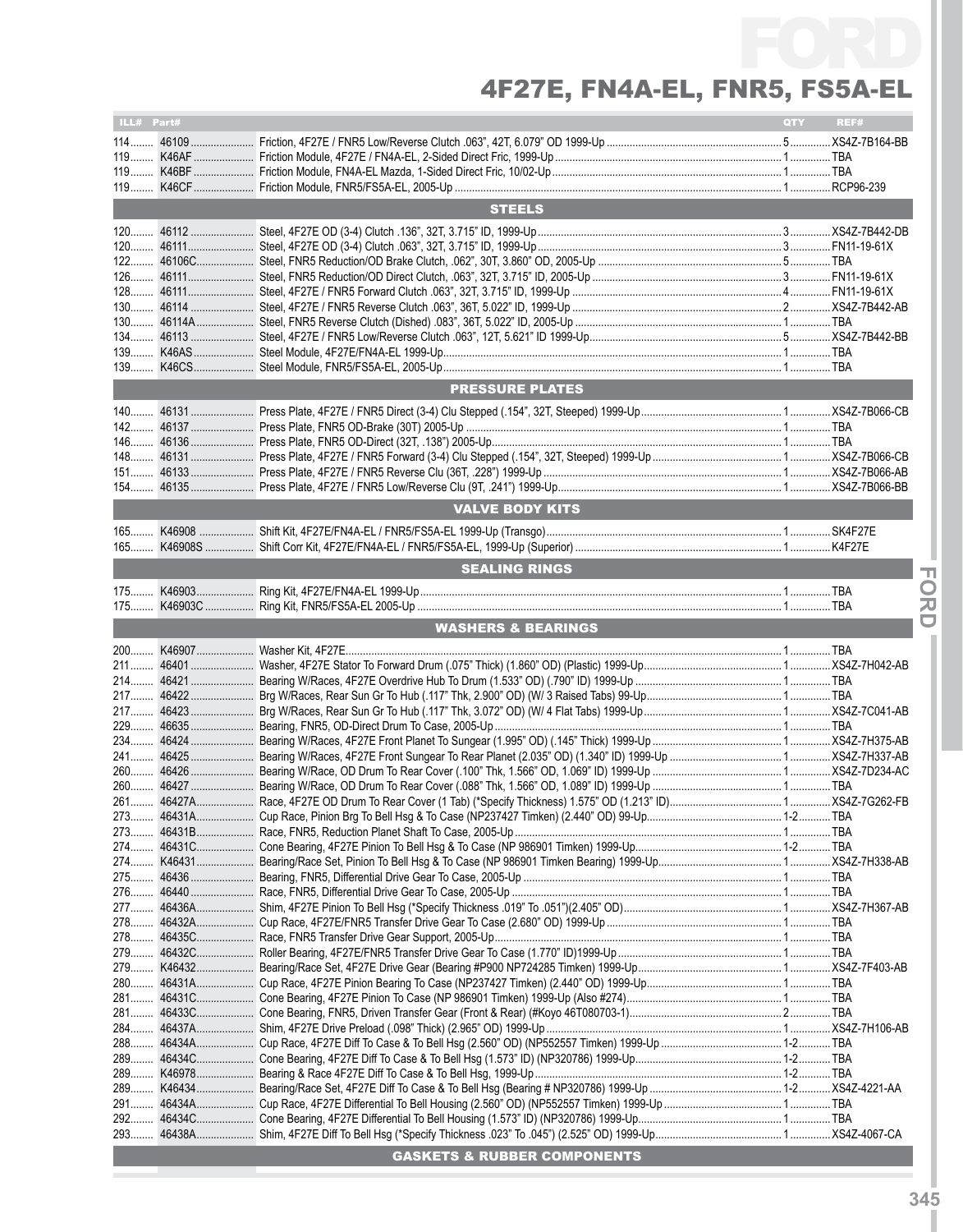# FORD

## 4F27E, FN4A-EL, FNR5, FS5A-EL

| ILL# | Part# | Description | QTY | REF# |
|---|---|---|---|---|
| 114 | 46109 | Friction, 4F27E / FNR5 Low/Reverse Clutch .063", 42T, 6.079" OD 1999-Up | 5 | XS4Z-7B164-BB |
| 119 | K46AF | Friction Module, 4F27E / FN4A-EL, 2-Sided Direct Fric, 1999-Up | 1 | TBA |
| 119 | K46BF | Friction Module, FN4A-EL Mazda, 1-Sided Direct Fric, 10/02-Up | 1 | TBA |
| 119 | K46CF | Friction Module, FNR5/FS5A-EL, 2005-Up | 1 | RCP96-239 |
| | | **STEELS** | | |
| 120 | 46112 | Steel, 4F27E OD (3-4) Clutch .136", 32T, 3.715" ID, 1999-Up | 3 | XS4Z-7B442-DB |
| 120 | 46111 | Steel, 4F27E OD (3-4) Clutch .063", 32T, 3.715" ID, 1999-Up | 3 | FN11-19-61X |
| 122 | 46106C | Steel, FNR5 Reduction/OD Brake Clutch, .062", 30T, 3.860" OD, 2005-Up | 5 | TBA |
| 126 | 46111 | Steel, FNR5 Reduction/OD Direct Clutch, .063", 32T, 3.715" ID, 2005-Up | 3 | FN11-19-61X |
| 128 | 46111 | Steel, 4F27E / FNR5 Forward Clutch .063", 32T, 3.715" ID, 1999-Up | 4 | FN11-19-61X |
| 130 | 46114 | Steel, 4F27E / FNR5 Reverse Clutch .063", 36T, 5.022" ID, 1999-Up | 2 | XS4Z-7B442-AB |
| 130 | 46114A | Steel, FNR5 Reverse Clutch (Dished) .083", 36T, 5.022" ID, 2005-Up | 1 | TBA |
| 134 | 46113 | Steel, 4F27E / FNR5 Low/Reverse Clutch .063", 12T, 5.621" ID 1999-Up | 5 | XS4Z-7B442-BB |
| 139 | K46AS | Steel Module, 4F27E/FN4A-EL 1999-Up | 1 | TBA |
| 139 | K46CS | Steel Module, FNR5/FS5A-EL, 2005-Up | 1 | TBA |
| | | **PRESSURE PLATES** | | |
| 140 | 46131 | Press Plate, 4F27E / FNR5 Direct (3-4) Clu Stepped (.154", 32T, Steeped) 1999-Up | 1 | XS4Z-7B066-CB |
| 142 | 46137 | Press Plate, FNR5 OD-Brake (30T) 2005-Up | 1 | TBA |
| 146 | 46136 | Press Plate, FNR5 OD-Direct (32T, .138") 2005-Up | 1 | TBA |
| 148 | 46131 | Press Plate, 4F27E / FNR5 Forward (3-4) Clu Stepped (.154", 32T, Steeped) 1999-Up | 1 | XS4Z-7B066-CB |
| 151 | 46133 | Press Plate, 4F27E / FNR5 Reverse Clu (36T, .228") 1999-Up | 1 | XS4Z-7B066-AB |
| 154 | 46135 | Press Plate, 4F27E / FNR5 Low/Reverse Clu (9T, .241") 1999-Up | 1 | XS4Z-7B066-BB |
| | | **VALVE BODY KITS** | | |
| 165 | K46908 | Shift Kit, 4F27E/FN4A-EL / FNR5/FS5A-EL 1999-Up (Transgo) | 1 | SK4F27E |
| 165 | K46908S | Shift Corr Kit, 4F27E/FN4A-EL / FNR5/FS5A-EL, 1999-Up (Superior) | 1 | K4F27E |
| | | **SEALING RINGS** | | |
| 175 | K46903 | Ring Kit, 4F27E/FN4A-EL 1999-Up | 1 | TBA |
| 175 | K46903C | Ring Kit, FNR5/FS5A-EL 2005-Up | 1 | TBA |
| | | **WASHERS & BEARINGS** | | |
| 200 | K46907 | Washer Kit, 4F27E | 1 | TBA |
| 211 | 46401 | Washer, 4F27E Stator To Forward Drum (.075" Thick) (1.860" OD) (Plastic) 1999-Up | 1 | XS4Z-7H042-AB |
| 214 | 46421 | Bearing W/Races, 4F27E Overdrive Hub To Drum (1.533" OD) (.790" ID) 1999-Up | 1 | TBA |
| 217 | 46422 | Brg W/Races, Rear Sun Gr To Hub (.117" Thk, 2.900" OD) (W/ 3 Raised Tabs) 99-Up | 1 | TBA |
| 217 | 46423 | Brg W/Races, Rear Sun Gr To Hub (.117" Thk, 3.072" OD) (W/ 4 Flat Tabs) 1999-Up | 1 | XS4Z-7C041-AB |
| 229 | 46635 | Bearing, FNR5, OD-Direct Drum To Case, 2005-Up | 1 | TBA |
| 234 | 46424 | Bearing W/Races, 4F27E Front Planet To Sungear (1.995" OD) (.145" Thick) 1999-Up | 1 | XS4Z-7H375-AB |
| 241 | 46425 | Bearing W/Races, 4F27E Front Sungear To Rear Planet (2.035" OD) (1.340" ID) 1999-Up | 1 | XS4Z-7H337-AB |
| 260 | 46426 | Bearing W/Race, OD Drum To Rear Cover (.100" Thk, 1.566" OD, 1.069" ID) 1999-Up | 1 | XS4Z-7D234-AC |
| 260 | 46427 | Bearing W/Race, OD Drum To Rear Cover (.088" Thk, 1.566" OD, 1.089" ID) 1999-Up | 1 | TBA |
| 261 | 46427A | Race, 4F27E OD Drum To Rear Cover (1 Tab) (*Specify Thickness) 1.575" OD (1.213" ID) | 1 | XS4Z-7G262-FB |
| 273 | 46431A | Cup Race, Pinion Brg To Bell Hsg & To Case (NP237427 Timken) (2.440" OD) 99-Up | 1-2 | TBA |
| 273 | 46431B | Race, FNR5, Reduction Planet Shaft To Case, 2005-Up | 1 | TBA |
| 274 | 46431C | Cone Bearing, 4F27E Pinion To Bell Hsg & To Case (NP 986901 Timken) 1999-Up | 1-2 | TBA |
| 274 | K46431 | Bearing/Race Set, Pinion To Bell Hsg & To Case (NP 986901 Timken Bearing) 1999-Up | 1 | XS4Z-7H338-AB |
| 275 | 46436 | Bearing, FNR5, Differential Drive Gear To Case, 2005-Up | 1 | TBA |
| 276 | 46440 | Race, FNR5, Differential Drive Gear To Case, 2005-Up | 1 | TBA |
| 277 | 46436A | Shim, 4F27E Pinion To Bell Hsg (*Specify Thickness .019" To .051")(2.405" OD) | 1 | XS4Z-7H367-AB |
| 278 | 46432A | Cup Race, 4F27E/FNR5 Transfer Drive Gear To Case (2.680" OD) 1999-Up | 1 | TBA |
| 278 | 46435C | Race, FNR5 Transfer Drive Gear Support, 2005-Up | 1 | TBA |
| 279 | 46432C | Roller Bearing, 4F27E/FNR5 Transfer Drive Gear To Case (1.770" ID)1999-Up | 1 | TBA |
| 279 | K46432 | Bearing/Race Set, 4F27E Drive Gear (Bearing #P900 NP724285 Timken) 1999-Up | 1 | XS4Z-7F403-AB |
| 280 | 46431A | Cup Race, 4F27E Pinion Bearing To Case (NP237427 Timken) (2.440" OD) 1999-Up | 1 | TBA |
| 281 | 46431C | Cone Bearing, 4F27E Pinion To Case (NP 986901 Timken) 1999-Up (Also #274) | 1 | TBA |
| 281 | 46433C | Cone Bearing, FNR5, Driven Transfer Gear (Front & Rear) (#Koyo 46T080703-1) | 2 | TBA |
| 284 | 46437A | Shim, 4F27E Drive Preload (.098" Thick) (2.965" OD) 1999-Up | 1 | XS4Z-7H106-AB |
| 288 | 46434A | Cup Race, 4F27E Diff To Case & To Bell Hsg (2.560" OD) (NP552557 Timken) 1999-Up | 1-2 | TBA |
| 289 | 46434C | Cone Bearing, 4F27E Diff To Case & To Bell Hsg (1.573" ID) (NP320786) 1999-Up | 1-2 | TBA |
| 289 | K46978 | Bearing & Race 4F27E Diff To Case & To Bell Hsg, 1999-Up | 1-2 | TBA |
| 289 | K46434 | Bearing/Race Set, 4F27E Diff To Case & To Bell Hsg (Bearing # NP320786) 1999-Up | 1-2 | XS4Z-4221-AA |
| 291 | 46434A | Cup Race, 4F27E Differential To Bell Housing (2.560" OD) (NP552557 Timken) 1999-Up | 1 | TBA |
| 292 | 46434C | Cone Bearing, 4F27E Differential To Bell Housing (1.573" ID) (NP320786) 1999-Up | 1 | TBA |
| 293 | 46438A | Shim, 4F27E Diff To Bell Hsg (*Specify Thickness .023" To .045") (2.525" OD) 1999-Up | 1 | XS4Z-4067-CA |
| | | **GASKETS & RUBBER COMPONENTS** | | |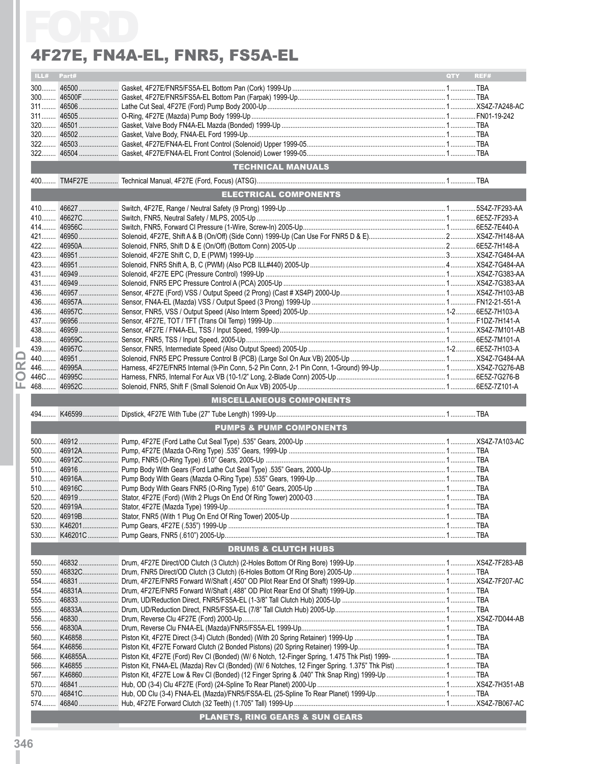# 4F27E, FN4A-EL, FNR5, FS5A-EL

| ILL# | Part# | | QTY | REF# |
|---|---|---|---|---|
| 300 | 46500 | Gasket, 4F27E/FNR5/FS5A-EL Bottom Pan (Cork) 1999-Up | 1 | TBA |
| 300 | 46500F | Gasket, 4F27E/FNR5/FS5A-EL Bottom Pan (Farpak) 1999-Up | 1 | TBA |
| 311 | 46506 | Lathe Cut Seal, 4F27E (Ford) Pump Body 2000-Up | 1 | XS4Z-7A248-AC |
| 311 | 46505 | O-Ring, 4F27E (Mazda) Pump Body 1999-Up | 1 | FN01-19-242 |
| 320 | 46501 | Gasket, Valve Body FN4A-EL Mazda (Bonded) 1999-Up | 1 | TBA |
| 320 | 46502 | Gasket, Valve Body, FN4A-EL Ford 1999-Up | 1 | TBA |
| 322 | 46503 | Gasket, 4F27E/FN4A-EL Front Control (Solenoid) Upper 1999-05 | 1 | TBA |
| 322 | 46504 | Gasket, 4F27E/FN4A-EL Front Control (Solenoid) Lower 1999-05 | 1 | TBA |
| | | **TECHNICAL MANUALS** | | |
| 400 | TM4F27E | Technical Manual, 4F27E (Ford, Focus) (ATSG) | 1 | TBA |
| | | **ELECTRICAL COMPONENTS** | | |
| 410 | 46627 | Switch, 4F27E, Range / Neutral Safety (9 Prong) 1999-Up | 1 | 5S4Z-7F293-AA |
| 410 | 46627C | Switch, FNR5, Neutral Safety / MLPS, 2005-Up | 1 | 6E5Z-7F293-A |
| 414 | 46956C | Switch, FNR5, Forward Cl Pressure (1-Wire, Screw-In) 2005-Up | 1 | 6E5Z-7E440-A |
| 421 | 46950 | Solenoid, 4F27E, Shift A & B (On/Off) (Side Conn) 1999-Up (Can Use For FNR5 D & E) | 2 | XS4Z-7H148-AA |
| 422 | 46950A | Solenoid, FNR5, Shift D & E (On/Off) (Bottom Conn) 2005-Up | 2 | 6E5Z-7H148-A |
| 423 | 46951 | Solenoid, 4F27E Shift C, D, E (PWM) 1999-Up | 3 | XS4Z-7G484-AA |
| 423 | 46951 | Solenoid, FNR5 Shift A, B, C (PWM) (Also PCB ILL#440) 2005-Up | 4 | XS4Z-7G484-AA |
| 431 | 46949 | Solenoid, 4F27E EPC (Pressure Control) 1999-Up | 1 | XS4Z-7G383-AA |
| 431 | 46949 | Solenoid, FNR5 EPC Pressure Control A (PCA) 2005-Up | 1 | XS4Z-7G383-AA |
| 436 | 46957 | Sensor, 4F27E (Ford) VSS / Output Speed (2 Prong) (Cast # XS4P) 2000-Up | 1 | XS4Z-7H103-AB |
| 436 | 46957A | Sensor, FN4A-EL (Mazda) VSS / Output Speed (3 Prong) 1999-Up | 1 | FN12-21-551-A |
| 436 | 46957C | Sensor, FNR5, VSS / Output Speed (Also Interm Speed) 2005-Up | 1-2 | 6E5Z-7H103-A |
| 437 | 96956 | Sensor, 4F27E, TOT / TFT (Trans Oil Temp) 1999-Up | 1 | F1DZ-7H141-A |
| 438 | 46959 | Sensor, 4F27E / FN4A-EL, TSS / Input Speed, 1999-Up | 1 | XS4Z-7M101-AB |
| 438 | 46959C | Sensor, FNR5, TSS / Input Speed, 2005-Up | 1 | 6E5Z-7M101-A |
| 439 | 46957C | Sensor, FNR5, Intermediate Speed (Also Output Speed) 2005-Up | 1-2 | 6E5Z-7H103-A |
| 440 | 46951 | Solenoid, FNR5 EPC Pressure Control B (PCB) (Large Sol On Aux VB) 2005-Up | 1 | XS4Z-7G484-AA |
| 446 | 46995A | Harness, 4F27E/FNR5 Internal (9-Pin Conn, 5-2 Pin Conn, 2-1 Pin Conn, 1-Ground) 99-Up | 1 | XS4Z-7G276-AB |
| 446C | 46995C | Harness, FNR5, Internal For Aux VB (10-1/2" Long, 2-Blade Conn) 2005-Up | 1 | 6E5Z-7G276-B |
| 468 | 46952C | Solenoid, FNR5, Shift F (Small Solenoid On Aux VB) 2005-Up | 1 | 6E5Z-7Z101-A |
| | | **MISCELLANEOUS COMPONENTS** | | |
| 494 | K46599 | Dipstick, 4F27E With Tube (27" Tube Length) 1999-Up | 1 | TBA |
| | | **PUMPS & PUMP COMPONENTS** | | |
| 500 | 46912 | Pump, 4F27E (Ford Lathe Cut Seal Type) .535" Gears, 2000-Up | 1 | XS4Z-7A103-AC |
| 500 | 46912A | Pump, 4F27E (Mazda O-Ring Type) .535" Gears, 1999-Up | 1 | TBA |
| 500 | 46912C | Pump, FNR5 (O-Ring Type) .610" Gears, 2005-Up | 1 | TBA |
| 510 | 46916 | Pump Body With Gears (Ford Lathe Cut Seal Type) .535" Gears, 2000-Up | 1 | TBA |
| 510 | 46916A | Pump Body With Gears (Mazda O-Ring Type) .535" Gears, 1999-Up | 1 | TBA |
| 510 | 46916C | Pump Body With Gears FNR5 (O-Ring Type) .610" Gears, 2005-Up | 1 | TBA |
| 520 | 46919 | Stator, 4F27E (Ford) (With 2 Plugs On End Of Ring Tower) 2000-03 | 1 | TBA |
| 520 | 46919A | Stator, 4F27E (Mazda Type) 1999-Up | 1 | TBA |
| 520 | 46919B | Stator, FNR5 (With 1 Plug On End Of Ring Tower) 2005-Up | 1 | TBA |
| 530 | K46201 | Pump Gears, 4F27E (.535") 1999-Up | 1 | TBA |
| 530 | K46201C | Pump Gears, FNR5 (.610") 2005-Up | 1 | TBA |
| | | **DRUMS & CLUTCH HUBS** | | |
| 550 | 46832 | Drum, 4F27E Direct/OD Clutch (3 Clutch) (2-Holes Bottom Of Ring Bore) 1999-Up | 1 | XS4Z-7F283-AB |
| 550 | 46832C | Drum, FNR5 Direct/OD Clutch (3 Clutch) (6-Holes Bottom Of Ring Bore) 2005-Up | 1 | TBA |
| 554 | 46831 | Drum, 4F27E/FNR5 Forward W/Shaft (.450" OD Pilot Rear End Of Shaft) 1999-Up | 1 | XS4Z-7F207-AC |
| 554 | 46831A | Drum, 4F27E/FNR5 Forward W/Shaft (.488" OD Pilot Rear End Of Shaft) 1999-Up | 1 | TBA |
| 555 | 46833 | Drum, UD/Reduction Direct, FNR5/FS5A-EL (1-3/8" Tall Clutch Hub) 2005-Up | 1 | TBA |
| 555 | 46833A | Drum, UD/Reduction Direct, FNR5/FS5A-EL (7/8" Tall Clutch Hub) 2005-Up | 1 | TBA |
| 556 | 46830 | Drum, Reverse Clu 4F27E (Ford) 2000-Up | 1 | XS4Z-7D044-AB |
| 556 | 46830A | Drum, Reverse Clu FN4A-EL (Mazda)/FNR5/FS5A-EL 1999-Up | 1 | TBA |
| 560 | K46858 | Piston Kit, 4F27E Direct (3-4) Clutch (Bonded) (With 20 Spring Retainer) 1999-Up | 1 | TBA |
| 564 | K46856 | Piston Kit, 4F27E Forward Clutch (2 Bonded Pistons) (20 Spring Retainer) 1999-Up | 1 | TBA |
| 566 | K46855A | Piston Kit, 4F27E (Ford) Rev Cl (Bonded) (W/ 6 Notch, 12-Finger Spring, 1.475 Thk Pist) 1999- | 1 | TBA |
| 566 | K46855 | Piston Kit, FN4A-EL (Mazda) Rev Cl (Bonded) (W/ 6 Notches, 12 Finger Spring. 1.375" Thk Pist) | 1 | TBA |
| 567 | K46860 | Piston Kit, 4F27E Low & Rev Cl (Bonded) (12 Finger Spring & .040" Thk Snap Ring) 1999-Up | 1 | TBA |
| 570 | 46841 | Hub, OD (3-4) Clu 4F27E (Ford) (24-Spline To Rear Planet) 2000-Up | 1 | XS4Z-7H351-AB |
| 570 | 46841C | Hub, OD Clu (3-4) FN4A-EL (Mazda)/FNR5/FS5A-EL (25-Spline To Rear Planet) 1999-Up | 1 | TBA |
| 574 | 46840 | Hub, 4F27E Forward Clutch (32 Teeth) (1.705" Tall) 1999-Up | 1 | XS4Z-7B067-AC |
| | | **PLANETS, RING GEARS & SUN GEARS** | | |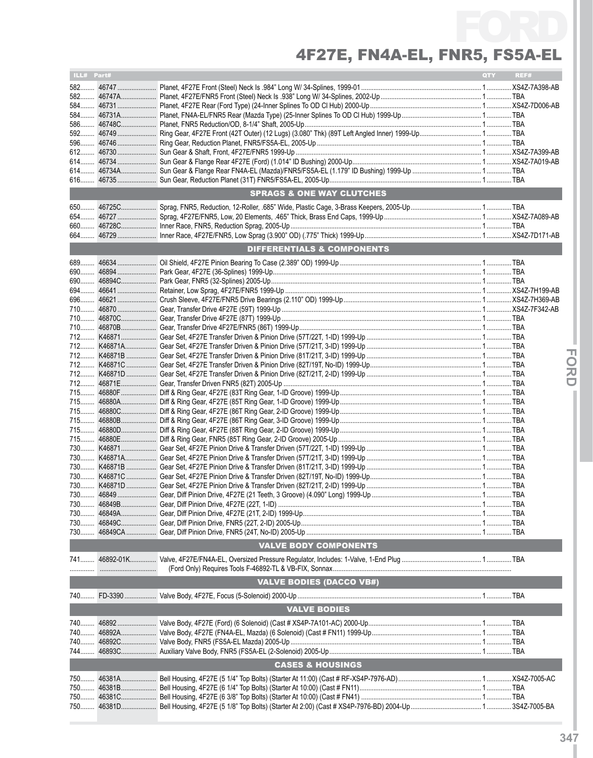# 4F27E, FN4A-EL, FNR5, FS5A-EL

| ILL# | Part# | | QTY | REF# |
|---|---|---|---|---|
| 582 | 46747 | Planet, 4F27E Front (Steel) Neck Is .984" Long W/ 34-Splines, 1999-01 | 1 | XS4Z-7A398-AB |
| 582 | 46747A | Planet, 4F27E/FNR5 Front (Steel) Neck Is .938" Long W/ 34-Splines, 2002-Up | 1 | TBA |
| 584 | 46731 | Planet, 4F27E Rear (Ford Type) (24-Inner Splines To OD Cl Hub) 2000-Up | 1 | XS4Z-7D006-AB |
| 584 | 46731A | Planet, FN4A-EL/FNR5 Rear (Mazda Type) (25-Inner Splines To OD Cl Hub) 1999-Up | 1 | TBA |
| 586 | 46748C | Planet, FNR5 Reduction/OD, 8-1/4" Shaft, 2005-Up | 1 | TBA |
| 592 | 46749 | Ring Gear, 4F27E Front (42T Outer) (12 Lugs) (3.080" Thk) (89T Left Angled Inner) 1999-Up | 1 | TBA |
| 596 | 46746 | Ring Gear, Reduction Planet, FNR5/FS5A-EL, 2005-Up | 1 | TBA |
| 612 | 46730 | Sun Gear & Shaft, Front, 4F27E/FNR5 1999-Up | 1 | XS4Z-7A399-AB |
| 614 | 46734 | Sun Gear & Flange Rear 4F27E (Ford) (1.014" ID Bushing) 2000-Up | 1 | XS4Z-7A019-AB |
| 614 | 46734A | Sun Gear & Flange Rear FN4A-EL (Mazda)/FNR5/FS5A-EL (1.179" ID Bushing) 1999-Up | 1 | TBA |
| 616 | 46735 | Sun Gear, Reduction Planet (31T) FNR5/FS5A-EL, 2005-Up | 1 | TBA |
| | | **SPRAGS & ONE WAY CLUTCHES** | | |
| 650 | 46725C | Sprag, FNR5, Reduction, 12-Roller, .685" Wide, Plastic Cage, 3-Brass Keepers, 2005-Up | 1 | TBA |
| 654 | 46727 | Sprag, 4F27E/FNR5, Low, 20 Elements, .465" Thick, Brass End Caps, 1999-Up | 1 | XS4Z-7A089-AB |
| 660 | 46728C | Inner Race, FNR5, Reduction Sprag, 2005-Up | 1 | TBA |
| 664 | 46729 | Inner Race, 4F27E/FNR5, Low Sprag (3.900" OD) (.775" Thick) 1999-Up | 1 | XS4Z-7D171-AB |
| | | **DIFFERENTIALS & COMPONENTS** | | |
| 689 | 46634 | Oil Shield, 4F27E Pinion Bearing To Case (2.389" OD) 1999-Up | 1 | TBA |
| 690 | 46894 | Park Gear, 4F27E (36-Splines) 1999-Up | 1 | TBA |
| 690 | 46894C | Park Gear, FNR5 (32-Splines) 2005-Up | 1 | TBA |
| 694 | 46641 | Retainer, Low Sprag, 4F27E/FNR5 1999-Up | 1 | XS4Z-7H199-AB |
| 696 | 46621 | Crush Sleeve, 4F27E/FNR5 Drive Bearings (2.110" OD) 1999-Up | 1 | XS4Z-7H369-AB |
| 710 | 46870 | Gear, Transfer Drive 4F27E (59T) 1999-Up | 1 | XS4Z-7F342-AB |
| 710 | 46870C | Gear, Transfer Drive 4F27E (87T) 1999-Up | 1 | TBA |
| 710 | 46870B | Gear, Transfer Drive 4F27E/FNR5 (86T) 1999-Up | 1 | TBA |
| 712 | K46871 | Gear Set, 4F27E Transfer Driven & Pinion Drive (57T/22T, 1-ID) 1999-Up | 1 | TBA |
| 712 | K46871A | Gear Set, 4F27E Transfer Driven & Pinion Drive (57T/21T, 3-ID) 1999-Up | 1 | TBA |
| 712 | K46871B | Gear Set, 4F27E Transfer Driven & Pinion Drive (81T/21T, 3-ID) 1999-Up | 1 | TBA |
| 712 | K46871C | Gear Set, 4F27E Transfer Driven & Pinion Drive (82T/19T, No-ID) 1999-Up | 1 | TBA |
| 712 | K46871D | Gear Set, 4F27E Transfer Driven & Pinion Drive (82T/21T, 2-ID) 1999-Up | 1 | TBA |
| 712 | 46871E | Gear, Transfer Driven FNR5 (82T) 2005-Up | 1 | TBA |
| 715 | 46880F | Diff & Ring Gear, 4F27E (83T Ring Gear, 1-ID Groove) 1999-Up | 1 | TBA |
| 715 | 46880A | Diff & Ring Gear, 4F27E (85T Ring Gear, 1-ID Groove) 1999-Up | 1 | TBA |
| 715 | 46880C | Diff & Ring Gear, 4F27E (86T Ring Gear, 2-ID Groove) 1999-Up | 1 | TBA |
| 715 | 46880B | Diff & Ring Gear, 4F27E (86T Ring Gear, 3-ID Groove) 1999-Up | 1 | TBA |
| 715 | 46880D | Diff & Ring Gear, 4F27E (88T Ring Gear, 2-ID Groove) 1999-Up | 1 | TBA |
| 715 | 46880E | Diff & Ring Gear, FNR5 (85T Ring Gear, 2-ID Groove) 2005-Up | 1 | TBA |
| 730 | K46871 | Gear Set, 4F27E Pinion Drive & Transfer Driven (57T/22T, 1-ID) 1999-Up | 1 | TBA |
| 730 | K46871A | Gear Set, 4F27E Pinion Drive & Transfer Driven (57T/21T, 3-ID) 1999-Up | 1 | TBA |
| 730 | K46871B | Gear Set, 4F27E Pinion Drive & Transfer Driven (81T/21T, 3-ID) 1999-Up | 1 | TBA |
| 730 | K46871C | Gear Set, 4F27E Pinion Drive & Transfer Driven (82T/19T, No-ID) 1999-Up | 1 | TBA |
| 730 | K46871D | Gear Set, 4F27E Pinion Drive & Transfer Driven (82T/21T, 2-ID) 1999-Up | 1 | TBA |
| 730 | 46849 | Gear, Diff Pinion Drive, 4F27E (21 Teeth, 3 Groove) (4.090" Long) 1999-Up | 1 | TBA |
| 730 | 46849B | Gear, Diff Pinion Drive, 4F27E (22T, 1-ID) | 1 | TBA |
| 730 | 46849A | Gear, Diff Pinion Drive, 4F27E (21T, 2-ID) 1999-Up | 1 | TBA |
| 730 | 46849C | Gear, Diff Pinion Drive, FNR5 (22T, 2-ID) 2005-Up | 1 | TBA |
| 730 | 46849CA | Gear, Diff Pinion Drive, FNR5 (24T, No-ID) 2005-Up | 1 | TBA |
| | | **VALVE BODY COMPONENTS** | | |
| 741 | 46892-01K | Valve, 4F27E/FN4A-EL, Oversized Pressure Regulator, Includes: 1-Valve, 1-End Plug | 1 | TBA |
| | | (Ford Only) Requires Tools F-46892-TL & VB-FIX, Sonnax | | |
| | | **VALVE BODIES (DACCO VB#)** | | |
| 740 | FD-3390 | Valve Body, 4F27E, Focus (5-Solenoid) 2000-Up | 1 | TBA |
| | | **VALVE BODIES** | | |
| 740 | 46892 | Valve Body, 4F27E (Ford) (6 Solenoid) (Cast # XS4P-7A101-AC) 2000-Up | 1 | TBA |
| 740 | 46892A | Valve Body, 4F27E (FN4A-EL, Mazda) (6 Solenoid) (Cast # FN11) 1999-Up | 1 | TBA |
| 740 | 46892C | Valve Body, FNR5 (FS5A-EL Mazda) 2005-Up | 1 | TBA |
| 744 | 46893C | Auxiliary Valve Body, FNR5 (FS5A-EL (2-Solenoid) 2005-Up | 1 | TBA |
| | | **CASES & HOUSINGS** | | |
| 750 | 46381A | Bell Housing, 4F27E (5 1/4" Top Bolts) (Starter At 11:00) (Cast # RF-XS4P-7976-AD) | 1 | XS4Z-7005-AC |
| 750 | 46381B | Bell Housing, 4F27E (6 1/4" Top Bolts) (Starter At 10:00) (Cast # FN11) | 1 | TBA |
| 750 | 46381C | Bell Housing, 4F27E (6 3/8" Top Bolts) (Starter At 10:00) (Cast # FN41) | 1 | TBA |
| 750 | 46381D | Bell Housing, 4F27E (5 1/8" Top Bolts) (Starter At 2:00) (Cast # XS4P-7976-BD) 2004-Up | 1 | 3S4Z-7005-BA |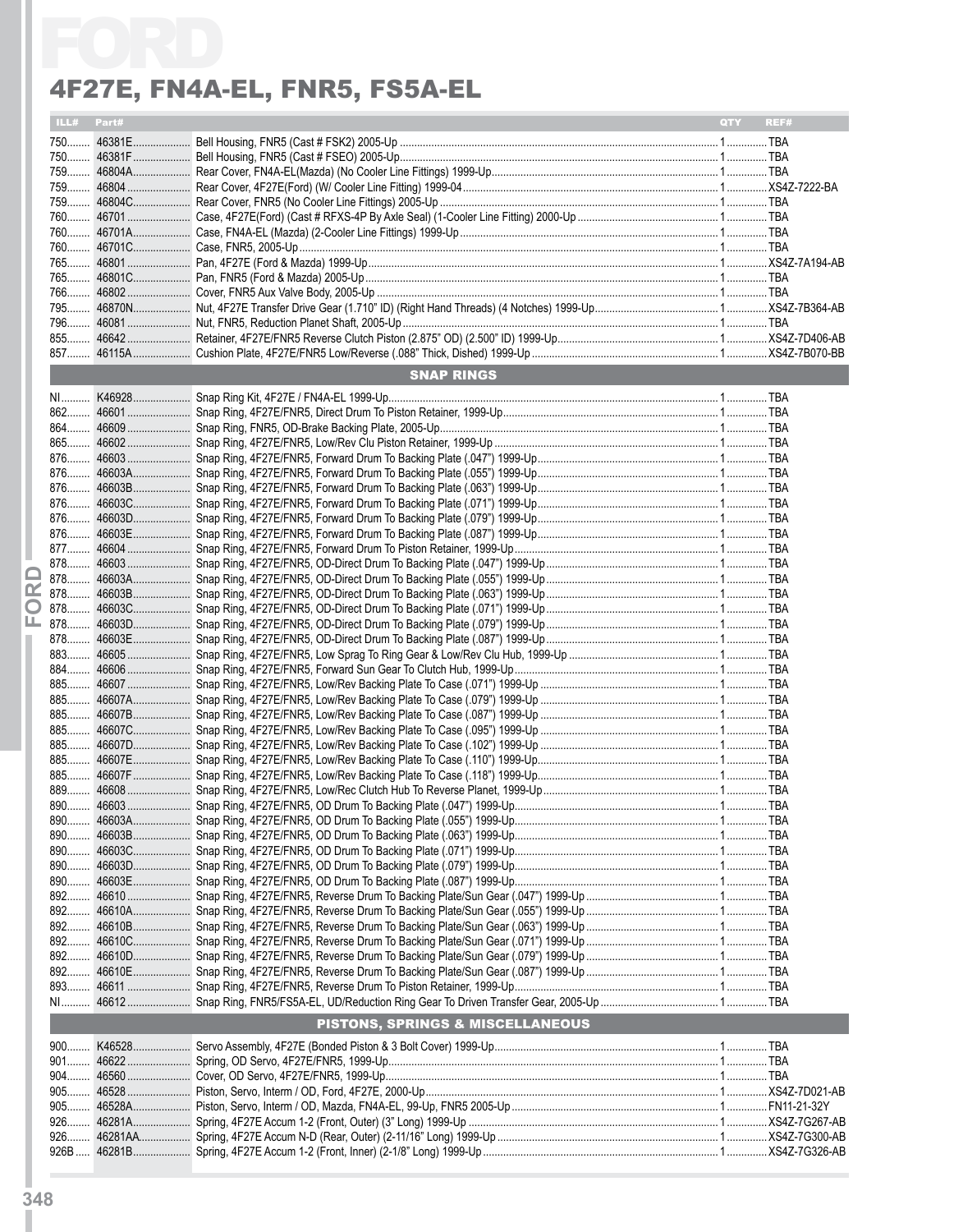# 4F27E, FN4A-EL, FNR5, FS5A-EL

| ILL# | Part# | | QTY | REF# |
|---|---|---|---|---|
| 750 | 46381E | Bell Housing, FNR5 (Cast # FSK2) 2005-Up | 1 | TBA |
| 750 | 46381F | Bell Housing, FNR5 (Cast # FSEO) 2005-Up | 1 | TBA |
| 759 | 46804A | Rear Cover, FN4A-EL(Mazda) (No Cooler Line Fittings) 1999-Up | 1 | TBA |
| 759 | 46804 | Rear Cover, 4F27E(Ford) (W/ Cooler Line Fitting) 1999-04 | 1 | XS4Z-7222-BA |
| 759 | 46804C | Rear Cover, FNR5 (No Cooler Line Fittings) 2005-Up | 1 | TBA |
| 760 | 46701 | Case, 4F27E(Ford) (Cast # RFXS-4P By Axle Seal) (1-Cooler Line Fitting) 2000-Up | 1 | TBA |
| 760 | 46701A | Case, FN4A-EL (Mazda) (2-Cooler Line Fittings) 1999-Up | 1 | TBA |
| 760 | 46701C | Case, FNR5, 2005-Up | 1 | TBA |
| 765 | 46801 | Pan, 4F27E (Ford & Mazda) 1999-Up | 1 | XS4Z-7A194-AB |
| 765 | 46801C | Pan, FNR5 (Ford & Mazda) 2005-Up | 1 | TBA |
| 766 | 46802 | Cover, FNR5 Aux Valve Body, 2005-Up | 1 | TBA |
| 795 | 46870N | Nut, 4F27E Transfer Drive Gear (1.710" ID) (Right Hand Threads) (4 Notches) 1999-Up | 1 | XS4Z-7B364-AB |
| 796 | 46081 | Nut, FNR5, Reduction Planet Shaft, 2005-Up | 1 | TBA |
| 855 | 46642 | Retainer, 4F27E/FNR5 Reverse Clutch Piston (2.875" OD) (2.500" ID) 1999-Up | 1 | XS4Z-7D406-AB |
| 857 | 46115A | Cushion Plate, 4F27E/FNR5 Low/Reverse (.088" Thick, Dished) 1999-Up | 1 | XS4Z-7B070-BB |

## SNAP RINGS

| ILL# | Part# | | QTY | REF# |
|---|---|---|---|---|
| NI | K46928 | Snap Ring Kit, 4F27E / FN4A-EL 1999-Up | 1 | TBA |
| 862 | 46601 | Snap Ring, 4F27E/FNR5, Direct Drum To Piston Retainer, 1999-Up | 1 | TBA |
| 864 | 46609 | Snap Ring, FNR5, OD-Brake Backing Plate, 2005-Up | 1 | TBA |
| 865 | 46602 | Snap Ring, 4F27E/FNR5, Low/Rev Clu Piston Retainer, 1999-Up | 1 | TBA |
| 876 | 46603 | Snap Ring, 4F27E/FNR5, Forward Drum To Backing Plate (.047") 1999-Up | 1 | TBA |
| 876 | 46603A | Snap Ring, 4F27E/FNR5, Forward Drum To Backing Plate (.055") 1999-Up | 1 | TBA |
| 876 | 46603B | Snap Ring, 4F27E/FNR5, Forward Drum To Backing Plate (.063") 1999-Up | 1 | TBA |
| 876 | 46603C | Snap Ring, 4F27E/FNR5, Forward Drum To Backing Plate (.071") 1999-Up | 1 | TBA |
| 876 | 46603D | Snap Ring, 4F27E/FNR5, Forward Drum To Backing Plate (.079") 1999-Up | 1 | TBA |
| 876 | 46603E | Snap Ring, 4F27E/FNR5, Forward Drum To Backing Plate (.087") 1999-Up | 1 | TBA |
| 877 | 46604 | Snap Ring, 4F27E/FNR5, Forward Drum To Piston Retainer, 1999-Up | 1 | TBA |
| 878 | 46603 | Snap Ring, 4F27E/FNR5, OD-Direct Drum To Backing Plate (.047") 1999-Up | 1 | TBA |
| 878 | 46603A | Snap Ring, 4F27E/FNR5, OD-Direct Drum To Backing Plate (.055") 1999-Up | 1 | TBA |
| 878 | 46603B | Snap Ring, 4F27E/FNR5, OD-Direct Drum To Backing Plate (.063") 1999-Up | 1 | TBA |
| 878 | 46603C | Snap Ring, 4F27E/FNR5, OD-Direct Drum To Backing Plate (.071") 1999-Up | 1 | TBA |
| 878 | 46603D | Snap Ring, 4F27E/FNR5, OD-Direct Drum To Backing Plate (.079") 1999-Up | 1 | TBA |
| 878 | 46603E | Snap Ring, 4F27E/FNR5, OD-Direct Drum To Backing Plate (.087") 1999-Up | 1 | TBA |
| 883 | 46605 | Snap Ring, 4F27E/FNR5, Low Sprag To Ring Gear & Low/Rev Clu Hub, 1999-Up | 1 | TBA |
| 884 | 46606 | Snap Ring, 4F27E/FNR5, Forward Sun Gear To Clutch Hub, 1999-Up | 1 | TBA |
| 885 | 46607 | Snap Ring, 4F27E/FNR5, Low/Rev Backing Plate To Case (.071") 1999-Up | 1 | TBA |
| 885 | 46607A | Snap Ring, 4F27E/FNR5, Low/Rev Backing Plate To Case (.079") 1999-Up | 1 | TBA |
| 885 | 46607B | Snap Ring, 4F27E/FNR5, Low/Rev Backing Plate To Case (.087") 1999-Up | 1 | TBA |
| 885 | 46607C | Snap Ring, 4F27E/FNR5, Low/Rev Backing Plate To Case (.095") 1999-Up | 1 | TBA |
| 885 | 46607D | Snap Ring, 4F27E/FNR5, Low/Rev Backing Plate To Case (.102") 1999-Up | 1 | TBA |
| 885 | 46607E | Snap Ring, 4F27E/FNR5, Low/Rev Backing Plate To Case (.110") 1999-Up | 1 | TBA |
| 885 | 46607F | Snap Ring, 4F27E/FNR5, Low/Rev Backing Plate To Case (.118") 1999-Up | 1 | TBA |
| 889 | 46608 | Snap Ring, 4F27E/FNR5, Low/Rec Clutch Hub To Reverse Planet, 1999-Up | 1 | TBA |
| 890 | 46603 | Snap Ring, 4F27E/FNR5, OD Drum To Backing Plate (.047") 1999-Up | 1 | TBA |
| 890 | 46603A | Snap Ring, 4F27E/FNR5, OD Drum To Backing Plate (.055") 1999-Up | 1 | TBA |
| 890 | 46603B | Snap Ring, 4F27E/FNR5, OD Drum To Backing Plate (.063") 1999-Up | 1 | TBA |
| 890 | 46603C | Snap Ring, 4F27E/FNR5, OD Drum To Backing Plate (.071") 1999-Up | 1 | TBA |
| 890 | 46603D | Snap Ring, 4F27E/FNR5, OD Drum To Backing Plate (.079") 1999-Up | 1 | TBA |
| 890 | 46603E | Snap Ring, 4F27E/FNR5, OD Drum To Backing Plate (.087") 1999-Up | 1 | TBA |
| 892 | 46610 | Snap Ring, 4F27E/FNR5, Reverse Drum To Backing Plate/Sun Gear (.047") 1999-Up | 1 | TBA |
| 892 | 46610A | Snap Ring, 4F27E/FNR5, Reverse Drum To Backing Plate/Sun Gear (.055") 1999-Up | 1 | TBA |
| 892 | 46610B | Snap Ring, 4F27E/FNR5, Reverse Drum To Backing Plate/Sun Gear (.063") 1999-Up | 1 | TBA |
| 892 | 46610C | Snap Ring, 4F27E/FNR5, Reverse Drum To Backing Plate/Sun Gear (.071") 1999-Up | 1 | TBA |
| 892 | 46610D | Snap Ring, 4F27E/FNR5, Reverse Drum To Backing Plate/Sun Gear (.079") 1999-Up | 1 | TBA |
| 892 | 46610E | Snap Ring, 4F27E/FNR5, Reverse Drum To Backing Plate/Sun Gear (.087") 1999-Up | 1 | TBA |
| 893 | 46611 | Snap Ring, 4F27E/FNR5, Reverse Drum To Piston Retainer, 1999-Up | 1 | TBA |
| NI | 46612 | Snap Ring, FNR5/FS5A-EL, UD/Reduction Ring Gear To Driven Transfer Gear, 2005-Up | 1 | TBA |

## PISTONS, SPRINGS & MISCELLANEOUS

| ILL# | Part# | | QTY | REF# |
|---|---|---|---|---|
| 900 | K46528 | Servo Assembly, 4F27E (Bonded Piston & 3 Bolt Cover) 1999-Up | 1 | TBA |
| 901 | 46622 | Spring, OD Servo, 4F27E/FNR5, 1999-Up | 1 | TBA |
| 904 | 46560 | Cover, OD Servo, 4F27E/FNR5, 1999-Up | 1 | TBA |
| 905 | 46528 | Piston, Servo, Interm / OD, Ford, 4F27E, 2000-Up | 1 | XS4Z-7D021-AB |
| 905 | 46528A | Piston, Servo, Interm / OD, Mazda, FN4A-EL, 99-Up, FNR5 2005-Up | 1 | FN11-21-32Y |
| 926 | 46281A | Spring, 4F27E Accum 1-2 (Front, Outer) (3" Long) 1999-Up | 1 | XS4Z-7G267-AB |
| 926 | 46281AA | Spring, 4F27E Accum N-D (Rear, Outer) (2-11/16" Long) 1999-Up | 1 | XS4Z-7G300-AB |
| 926B | 46281B | Spring, 4F27E Accum 1-2 (Front, Inner) (2-1/8" Long) 1999-Up | 1 | XS4Z-7G326-AB |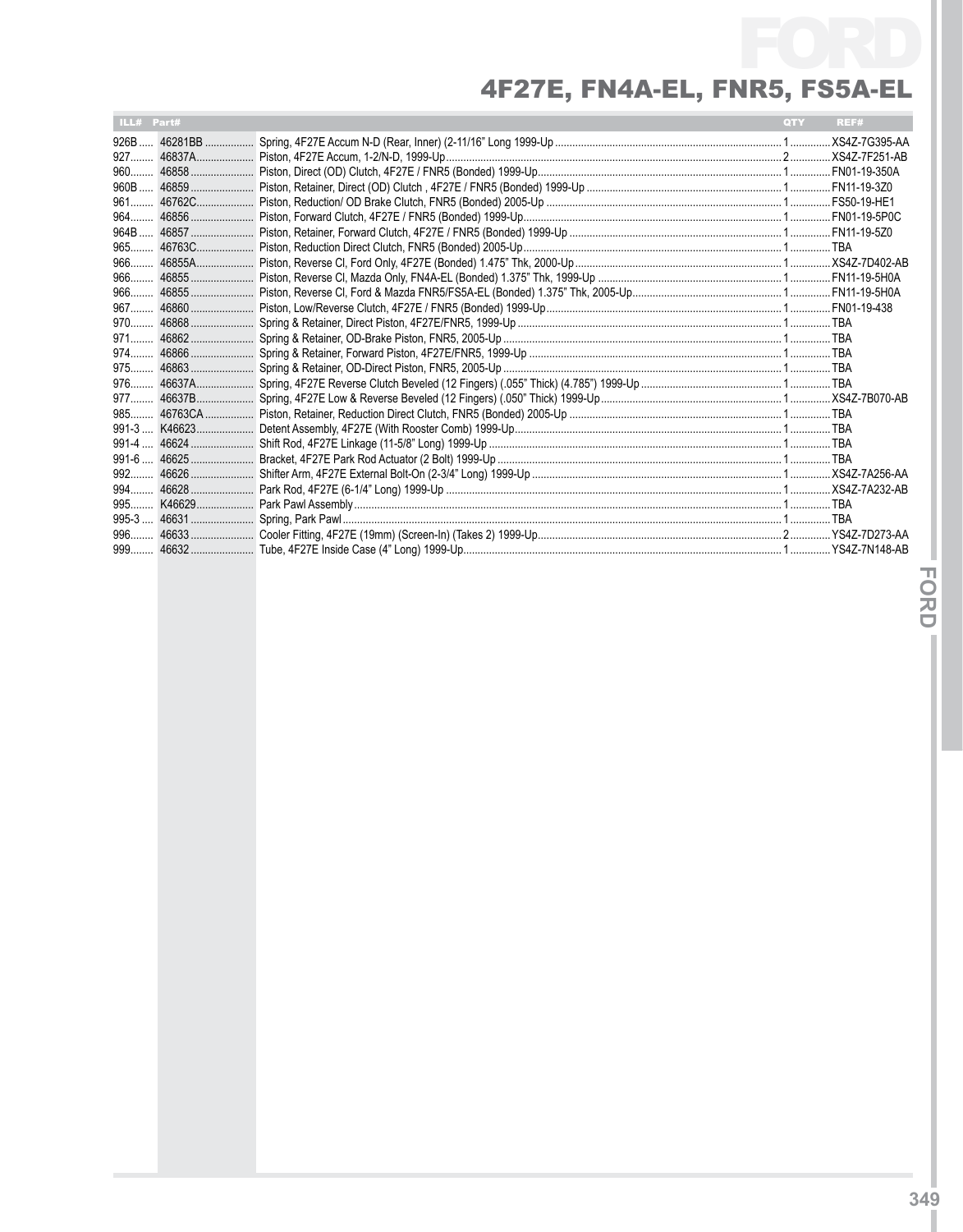# 4F27E, FN4A-EL, FNR5, FS5A-EL

| ILL# | Part# | | QTY | REF# |
|---|---|---|---|---|
| 926B | 46281BB | Spring, 4F27E Accum N-D (Rear, Inner) (2-11/16" Long 1999-Up | 1 | XS4Z-7G395-AA |
| 927 | 46837A | Piston, 4F27E Accum, 1-2/N-D, 1999-Up | 2 | XS4Z-7F251-AB |
| 960 | 46858 | Piston, Direct (OD) Clutch, 4F27E / FNR5 (Bonded) 1999-Up | 1 | FN01-19-350A |
| 960B | 46859 | Piston, Retainer, Direct (OD) Clutch , 4F27E / FNR5 (Bonded) 1999-Up | 1 | FN11-19-3Z0 |
| 961 | 46762C | Piston, Reduction/ OD Brake Clutch, FNR5 (Bonded) 2005-Up | 1 | FS50-19-HE1 |
| 964 | 46856 | Piston, Forward Clutch, 4F27E / FNR5 (Bonded) 1999-Up | 1 | FN01-19-5P0C |
| 964B | 46857 | Piston, Retainer, Forward Clutch, 4F27E / FNR5 (Bonded) 1999-Up | 1 | FN11-19-5Z0 |
| 965 | 46763C | Piston, Reduction Direct Clutch, FNR5 (Bonded) 2005-Up | 1 | TBA |
| 966 | 46855A | Piston, Reverse Cl, Ford Only, 4F27E (Bonded) 1.475" Thk, 2000-Up | 1 | XS4Z-7D402-AB |
| 966 | 46855 | Piston, Reverse Cl, Mazda Only, FN4A-EL (Bonded) 1.375" Thk, 1999-Up | 1 | FN11-19-5H0A |
| 966 | 46855 | Piston, Reverse Cl, Ford & Mazda FNR5/FS5A-EL (Bonded) 1.375" Thk, 2005-Up | 1 | FN11-19-5H0A |
| 967 | 46860 | Piston, Low/Reverse Clutch, 4F27E / FNR5 (Bonded) 1999-Up | 1 | FN01-19-438 |
| 970 | 46868 | Spring & Retainer, Direct Piston, 4F27E/FNR5, 1999-Up | 1 | TBA |
| 971 | 46862 | Spring & Retainer, OD-Brake Piston, FNR5, 2005-Up | 1 | TBA |
| 974 | 46866 | Spring & Retainer, Forward Piston, 4F27E/FNR5, 1999-Up | 1 | TBA |
| 975 | 46863 | Spring & Retainer, OD-Direct Piston, FNR5, 2005-Up | 1 | TBA |
| 976 | 46637A | Spring, 4F27E Reverse Clutch Beveled (12 Fingers) (.055" Thick) (4.785") 1999-Up | 1 | TBA |
| 977 | 46637B | Spring, 4F27E Low & Reverse Beveled (12 Fingers) (.050" Thick) 1999-Up | 1 | XS4Z-7B070-AB |
| 985 | 46763CA | Piston, Retainer, Reduction Direct Clutch, FNR5 (Bonded) 2005-Up | 1 | TBA |
| 991-3 | K46623 | Detent Assembly, 4F27E (With Rooster Comb) 1999-Up | 1 | TBA |
| 991-4 | 46624 | Shift Rod, 4F27E Linkage (11-5/8" Long) 1999-Up | 1 | TBA |
| 991-6 | 46625 | Bracket, 4F27E Park Rod Actuator (2 Bolt) 1999-Up | 1 | TBA |
| 992 | 46626 | Shifter Arm, 4F27E External Bolt-On (2-3/4" Long) 1999-Up | 1 | XS4Z-7A256-AA |
| 994 | 46628 | Park Rod, 4F27E (6-1/4" Long) 1999-Up | 1 | XS4Z-7A232-AB |
| 995 | K46629 | Park Pawl Assembly | 1 | TBA |
| 995-3 | 46631 | Spring, Park Pawl | 1 | TBA |
| 996 | 46633 | Cooler Fitting, 4F27E (19mm) (Screen-In) (Takes 2) 1999-Up | 2 | YS4Z-7D273-AA |
| 999 | 46632 | Tube, 4F27E Inside Case (4" Long) 1999-Up | 1 | YS4Z-7N148-AB |